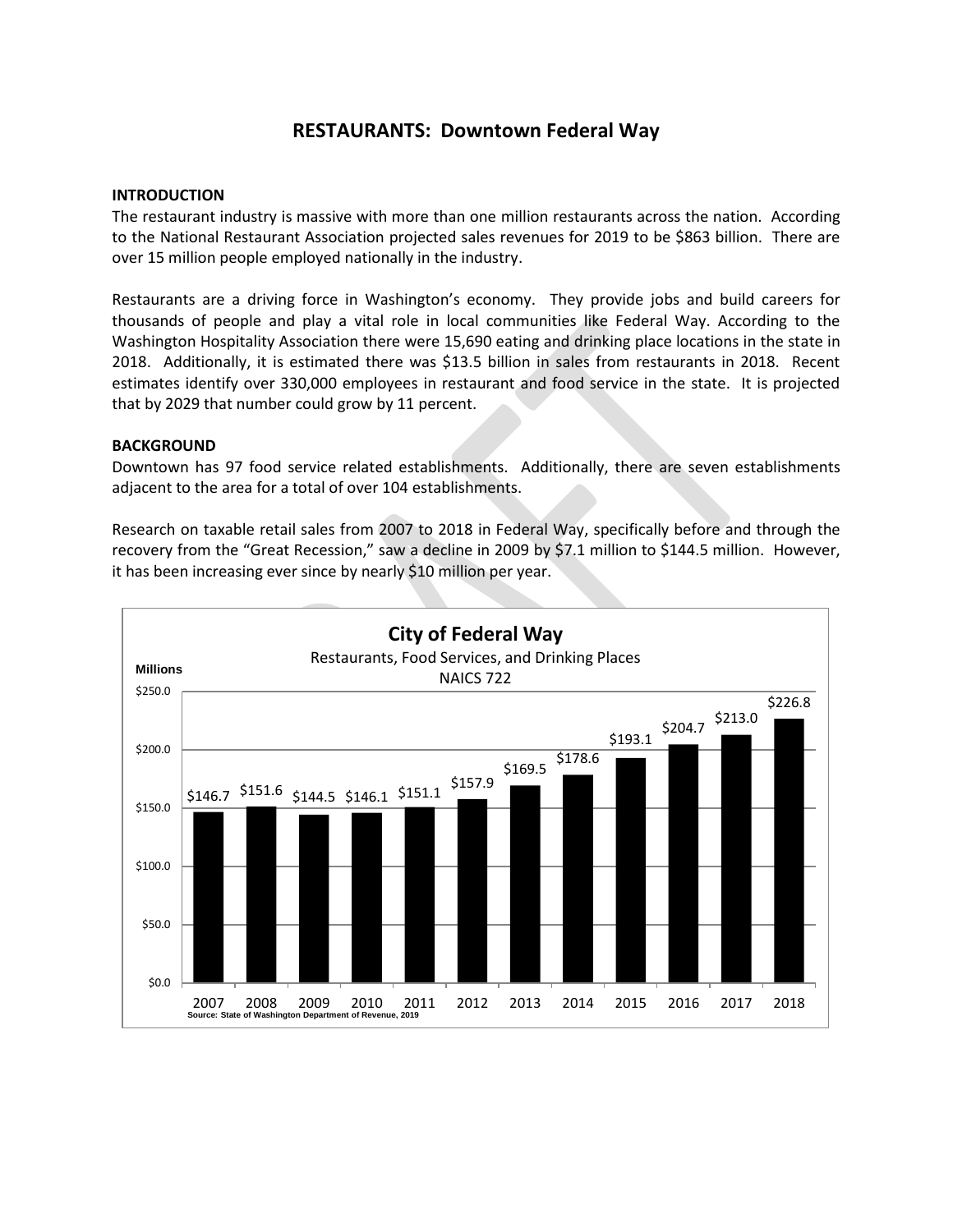# RESTAURANTS: Downtown Federal Way

## INTRODUCTION

The restaurant industry is massive with more than one million restaurants across the nation. According to the National Restaurant Association projected sales revenues for 2019 to be $863 billion. There are over 15 million people employed nationally in the industry.

Restaurants are a driving force in Washington's economy. They provide jobs and build careers for thousands of people and play a vital role in local communities like Federal Way. According to the Washington Hospitality Association there were 15,690 eating and drinking place locations in the state in 2018. Additionally, it is estimated there was $13.5 billion in sales from restaurants in 2018. Recent estimates identify over 330,000 employees in restaurant and food service in the state. It is projected that by 2029 that number could grow by 11 percent.

## BACKGROUND

Downtown has 97 food service related establishments. Additionally, there are seven establishments adjacent to the area for a total of over 104 establishments.

Research on taxable retail sales from 2007 to 2018 in Federal Way, specifically before and through the recovery from the "Great Recession," saw a decline in 2009 by $7.1 million to $144.5 million. However, it has been increasing ever since by nearly $10 million per year.

**City of Federal Way**
Restaurants, Food Services, and Drinking Places
NAICS 722

| Year | Millions |
|---|---|
| 2007 | $146.7 |
| 2008 | $151.6 |
| 2009 | $144.5 |
| 2010 | $146.1 |
| 2011 | $151.1 |
| 2012 | $157.9 |
| 2013 | $169.5 |
| 2014 | $178.6 |
| 2015 | $193.1 |
| 2016 | $204.7 |
| 2017 | $213.0 |
| 2018 | $226.8 |

Source: State of Washington Department of Revenue, 2019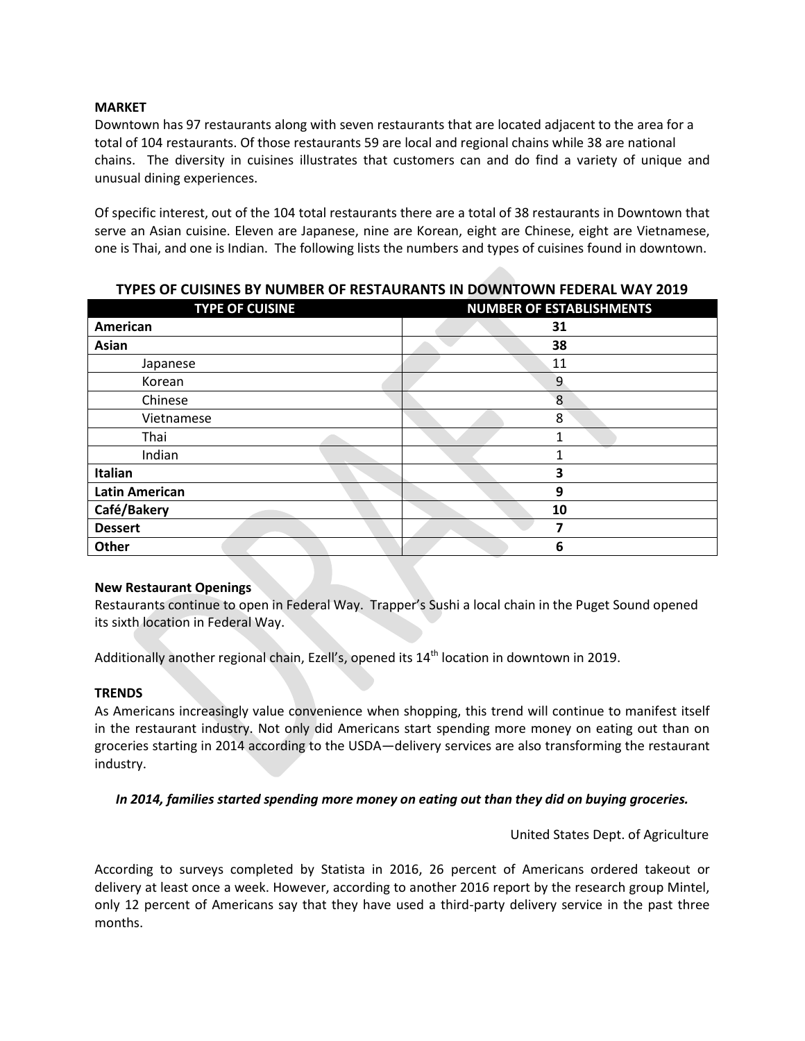**MARKET**

Downtown has 97 restaurants along with seven restaurants that are located adjacent to the area for a total of 104 restaurants. Of those restaurants 59 are local and regional chains while 38 are national chains. The diversity in cuisines illustrates that customers can and do find a variety of unique and unusual dining experiences.

Of specific interest, out of the 104 total restaurants there are a total of 38 restaurants in Downtown that serve an Asian cuisine. Eleven are Japanese, nine are Korean, eight are Chinese, eight are Vietnamese, one is Thai, and one is Indian. The following lists the numbers and types of cuisines found in downtown.

**TYPES OF CUISINES BY NUMBER OF RESTAURANTS IN DOWNTOWN FEDERAL WAY 2019**

| TYPE OF CUISINE | NUMBER OF ESTABLISHMENTS |
|---|---|
| **American** | **31** |
| **Asian** | **38** |
| Japanese | 11 |
| Korean | 9 |
| Chinese | 8 |
| Vietnamese | 8 |
| Thai | 1 |
| Indian | 1 |
| **Italian** | **3** |
| **Latin American** | **9** |
| **Café/Bakery** | **10** |
| **Dessert** | **7** |
| **Other** | **6** |

**New Restaurant Openings**

Restaurants continue to open in Federal Way. Trapper's Sushi a local chain in the Puget Sound opened its sixth location in Federal Way.

Additionally another regional chain, Ezell's, opened its 14th location in downtown in 2019.

**TRENDS**

As Americans increasingly value convenience when shopping, this trend will continue to manifest itself in the restaurant industry. Not only did Americans start spending more money on eating out than on groceries starting in 2014 according to the USDA—delivery services are also transforming the restaurant industry.

***In 2014, families started spending more money on eating out than they did on buying groceries.***

United States Dept. of Agriculture

According to surveys completed by Statista in 2016, 26 percent of Americans ordered takeout or delivery at least once a week. However, according to another 2016 report by the research group Mintel, only 12 percent of Americans say that they have used a third-party delivery service in the past three months.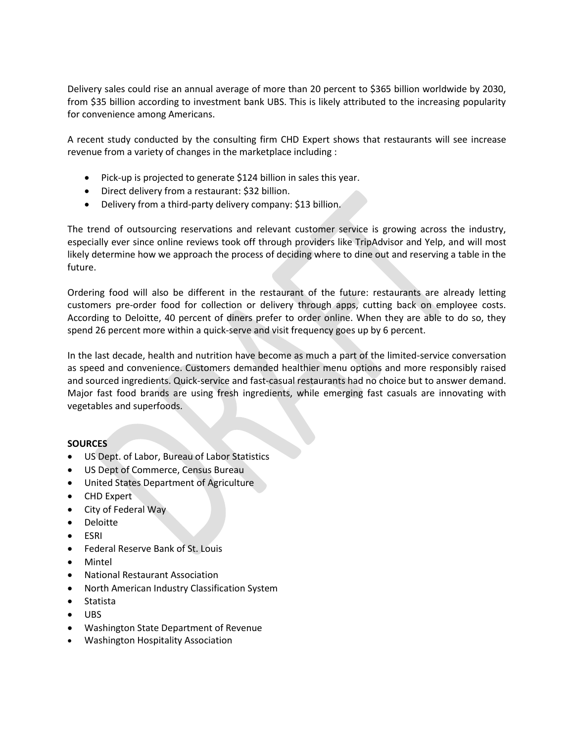Delivery sales could rise an annual average of more than 20 percent to $365 billion worldwide by 2030, from $35 billion according to investment bank UBS. This is likely attributed to the increasing popularity for convenience among Americans.

A recent study conducted by the consulting firm CHD Expert shows that restaurants will see increase revenue from a variety of changes in the marketplace including :

- Pick-up is projected to generate $124 billion in sales this year.
- Direct delivery from a restaurant: $32 billion.
- Delivery from a third-party delivery company: $13 billion.

The trend of outsourcing reservations and relevant customer service is growing across the industry, especially ever since online reviews took off through providers like TripAdvisor and Yelp, and will most likely determine how we approach the process of deciding where to dine out and reserving a table in the future.

Ordering food will also be different in the restaurant of the future: restaurants are already letting customers pre-order food for collection or delivery through apps, cutting back on employee costs. According to Deloitte, 40 percent of diners prefer to order online. When they are able to do so, they spend 26 percent more within a quick-serve and visit frequency goes up by 6 percent.

In the last decade, health and nutrition have become as much a part of the limited-service conversation as speed and convenience. Customers demanded healthier menu options and more responsibly raised and sourced ingredients. Quick-service and fast-casual restaurants had no choice but to answer demand. Major fast food brands are using fresh ingredients, while emerging fast casuals are innovating with vegetables and superfoods.

**SOURCES**

- US Dept. of Labor, Bureau of Labor Statistics
- US Dept of Commerce, Census Bureau
- United States Department of Agriculture
- CHD Expert
- City of Federal Way
- Deloitte
- ESRI
- Federal Reserve Bank of St. Louis
- Mintel
- National Restaurant Association
- North American Industry Classification System
- Statista
- UBS
- Washington State Department of Revenue
- Washington Hospitality Association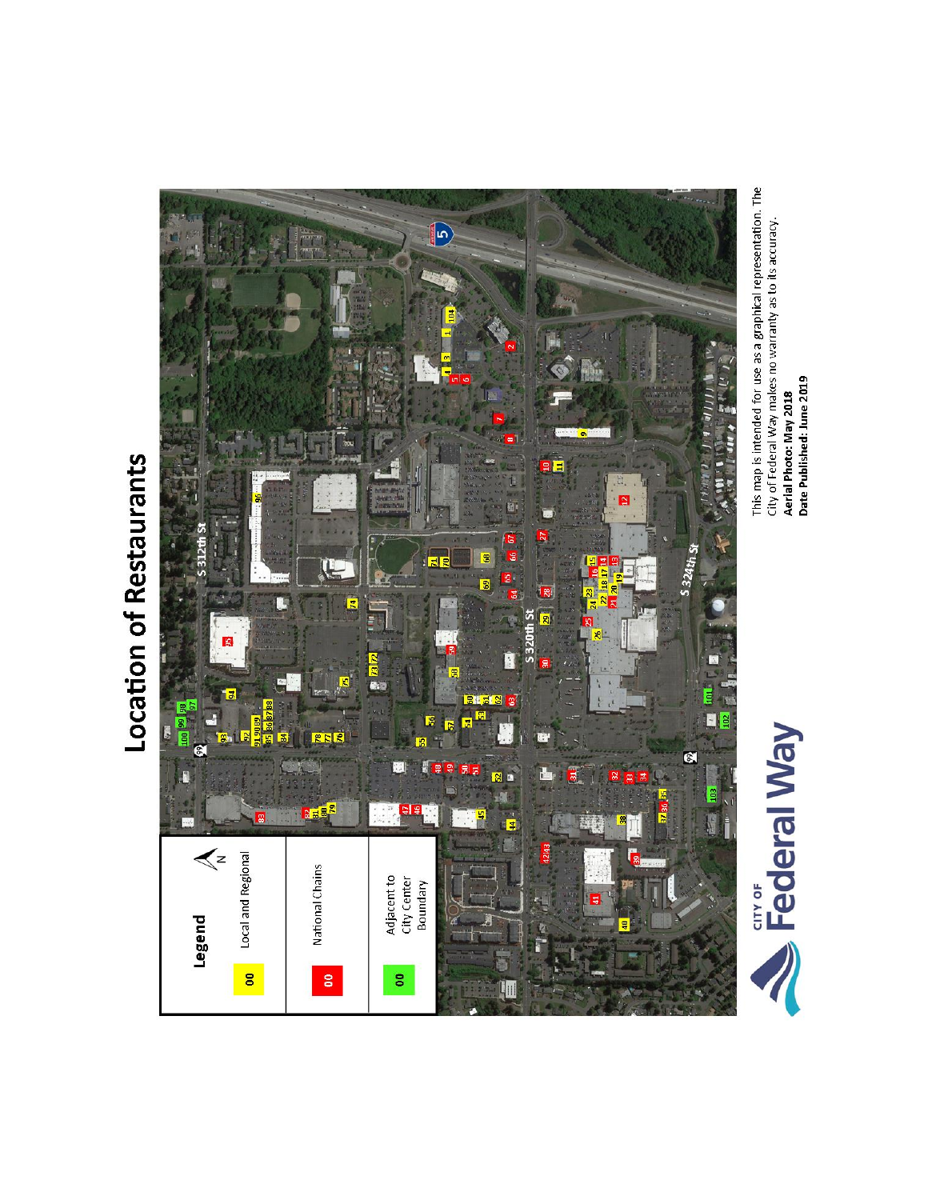# Location of Restaurants

**Legend**

| Color | Category |
|---|---|
| Yellow (00) | Local and Regional |
| Red (00) | National Chains |
| Green (00) | Adjacent to City Center Boundary |

S 312th St

S 320th St

S 324th St

This map is intended for use as a graphical representation. The City of Federal Way makes no warranty as to its accuracy.

**Aerial Photo: May 2018**

**Date Published: June 2019**

CITY OF Federal Way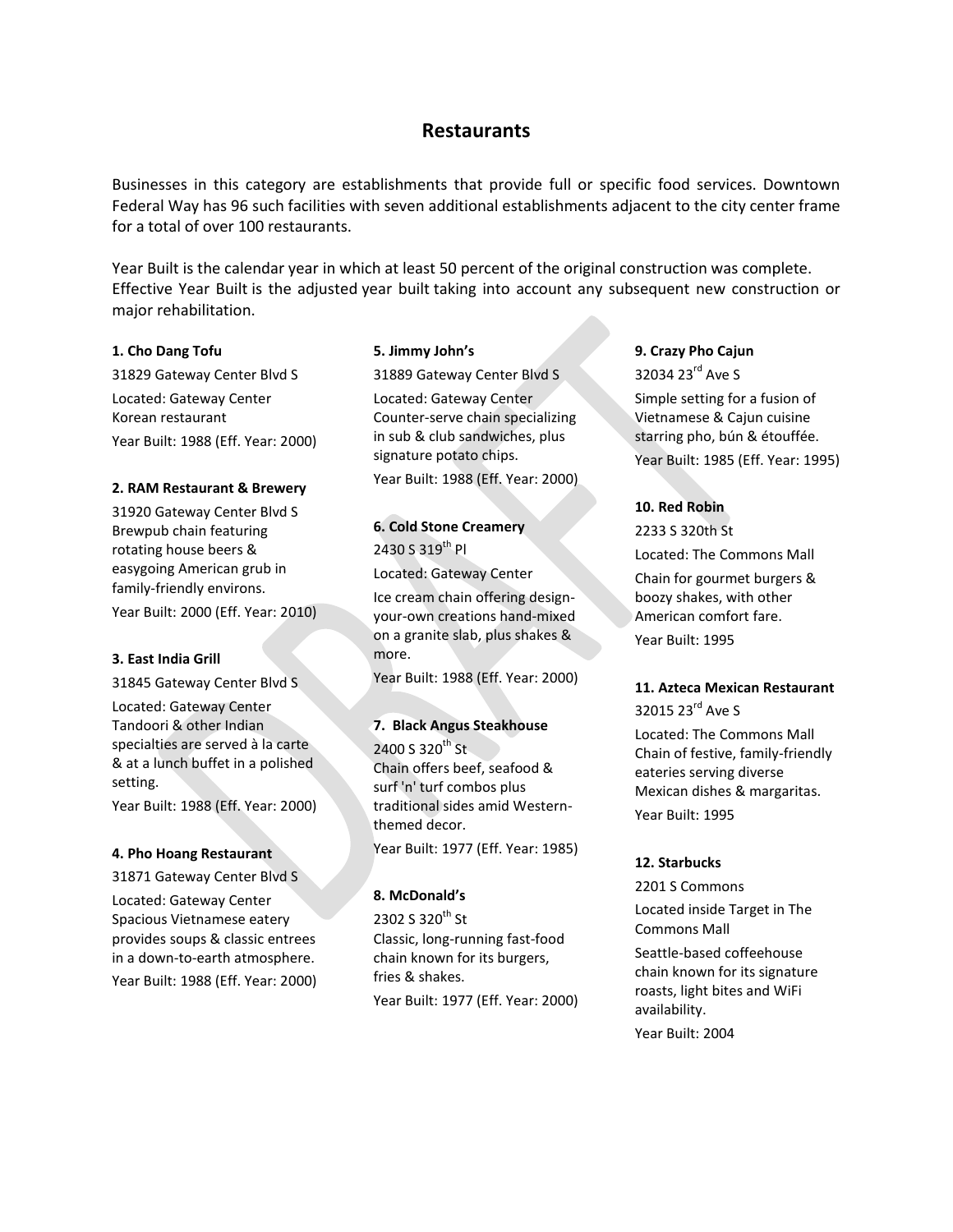## Restaurants

Businesses in this category are establishments that provide full or specific food services. Downtown Federal Way has 96 such facilities with seven additional establishments adjacent to the city center frame for a total of over 100 restaurants.

Year Built is the calendar year in which at least 50 percent of the original construction was complete. Effective Year Built is the adjusted year built taking into account any subsequent new construction or major rehabilitation.

**1. Cho Dang Tofu**

31829 Gateway Center Blvd S

Located: Gateway Center
Korean restaurant

Year Built: 1988 (Eff. Year: 2000)

**2. RAM Restaurant & Brewery**

31920 Gateway Center Blvd S
Brewpub chain featuring rotating house beers & easygoing American grub in family-friendly environs.

Year Built: 2000 (Eff. Year: 2010)

**3. East India Grill**

31845 Gateway Center Blvd S

Located: Gateway Center
Tandoori & other Indian specialties are served à la carte & at a lunch buffet in a polished setting.

Year Built: 1988 (Eff. Year: 2000)

**4. Pho Hoang Restaurant**

31871 Gateway Center Blvd S

Located: Gateway Center
Spacious Vietnamese eatery provides soups & classic entrees in a down-to-earth atmosphere.

Year Built: 1988 (Eff. Year: 2000)

**5. Jimmy John's**

31889 Gateway Center Blvd S

Located: Gateway Center
Counter-serve chain specializing in sub & club sandwiches, plus signature potato chips.

Year Built: 1988 (Eff. Year: 2000)

**6. Cold Stone Creamery**

2430 S 319th Pl

Located: Gateway Center

Ice cream chain offering design-your-own creations hand-mixed on a granite slab, plus shakes & more.

Year Built: 1988 (Eff. Year: 2000)

**7. Black Angus Steakhouse**

2400 S 320th St
Chain offers beef, seafood & surf 'n' turf combos plus traditional sides amid Western-themed decor.

Year Built: 1977 (Eff. Year: 1985)

**8. McDonald's**

2302 S 320th St
Classic, long-running fast-food chain known for its burgers, fries & shakes.

Year Built: 1977 (Eff. Year: 2000)

**9. Crazy Pho Cajun**

32034 23rd Ave S

Simple setting for a fusion of Vietnamese & Cajun cuisine starring pho, bún & étouffée.

Year Built: 1985 (Eff. Year: 1995)

**10. Red Robin**

2233 S 320th St

Located: The Commons Mall

Chain for gourmet burgers & boozy shakes, with other American comfort fare.

Year Built: 1995

**11. Azteca Mexican Restaurant**

32015 23rd Ave S

Located: The Commons Mall
Chain of festive, family-friendly eateries serving diverse Mexican dishes & margaritas.

Year Built: 1995

**12. Starbucks**

2201 S Commons

Located inside Target in The Commons Mall

Seattle-based coffeehouse chain known for its signature roasts, light bites and WiFi availability.

Year Built: 2004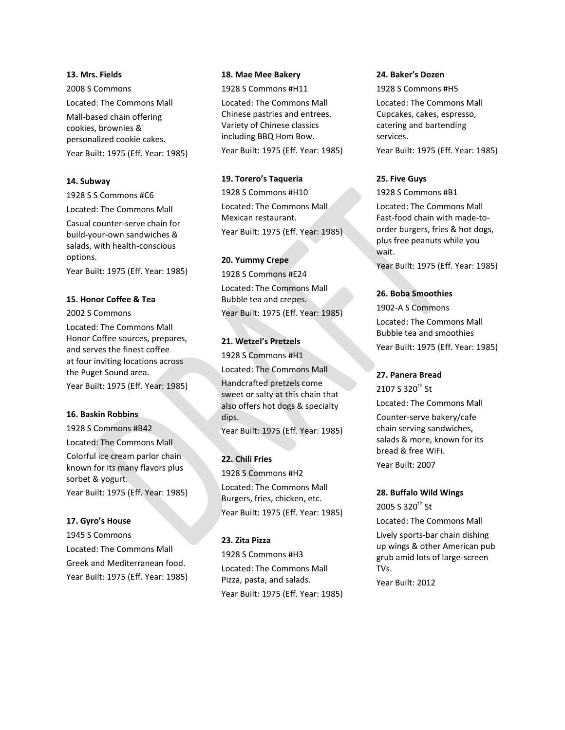**13. Mrs. Fields**

2008 S Commons

Located: The Commons Mall

Mall-based chain offering cookies, brownies & personalized cookie cakes.

Year Built: 1975 (Eff. Year: 1985)

**14. Subway**

1928 S S Commons #C6

Located: The Commons Mall

Casual counter-serve chain for build-your-own sandwiches & salads, with health-conscious options.

Year Built: 1975 (Eff. Year: 1985)

**15. Honor Coffee & Tea**

2002 S Commons

Located: The Commons Mall

Honor Coffee sources, prepares, and serves the finest coffee at four inviting locations across the Puget Sound area.

Year Built: 1975 (Eff. Year: 1985)

**16. Baskin Robbins**

1928 S Commons #B42

Located: The Commons Mall

Colorful ice cream parlor chain known for its many flavors plus sorbet & yogurt.

Year Built: 1975 (Eff. Year: 1985)

**17. Gyro's House**

1945 S Commons

Located: The Commons Mall

Greek and Mediterranean food.

Year Built: 1975 (Eff. Year: 1985)

**18. Mae Mee Bakery**

1928 S Commons #H11

Located: The Commons Mall

Chinese pastries and entrees. Variety of Chinese classics including BBQ Hom Bow.

Year Built: 1975 (Eff. Year: 1985)

**19. Torero's Taqueria**

1928 S Commons #H10

Located: The Commons Mall

Mexican restaurant.

Year Built: 1975 (Eff. Year: 1985)

**20. Yummy Crepe**

1928 S Commons #E24

Located: The Commons Mall

Bubble tea and crepes.

Year Built: 1975 (Eff. Year: 1985)

**21. Wetzel's Pretzels**

1928 S Commons #H1

Located: The Commons Mall

Handcrafted pretzels come sweet or salty at this chain that also offers hot dogs & specialty dips.

Year Built: 1975 (Eff. Year: 1985)

**22. Chili Fries**

1928 S Commons #H2

Located: The Commons Mall

Burgers, fries, chicken, etc.

Year Built: 1975 (Eff. Year: 1985)

**23. Zita Pizza**

1928 S Commons #H3

Located: The Commons Mall

Pizza, pasta, and salads.

Year Built: 1975 (Eff. Year: 1985)

**24. Baker's Dozen**

1928 S Commons #H5

Located: The Commons Mall

Cupcakes, cakes, espresso, catering and bartending services.

Year Built: 1975 (Eff. Year: 1985)

**25. Five Guys**

1928 S Commons #B1

Located: The Commons Mall

Fast-food chain with made-to-order burgers, fries & hot dogs, plus free peanuts while you wait.

Year Built: 1975 (Eff. Year: 1985)

**26. Boba Smoothies**

1902-A S Commons

Located: The Commons Mall

Bubble tea and smoothies

Year Built: 1975 (Eff. Year: 1985)

**27. Panera Bread**

2107 S 320th St

Located: The Commons Mall

Counter-serve bakery/cafe chain serving sandwiches, salads & more, known for its bread & free WiFi.

Year Built: 2007

**28. Buffalo Wild Wings**

2005 S 320th St

Located: The Commons Mall

Lively sports-bar chain dishing up wings & other American pub grub amid lots of large-screen TVs.

Year Built: 2012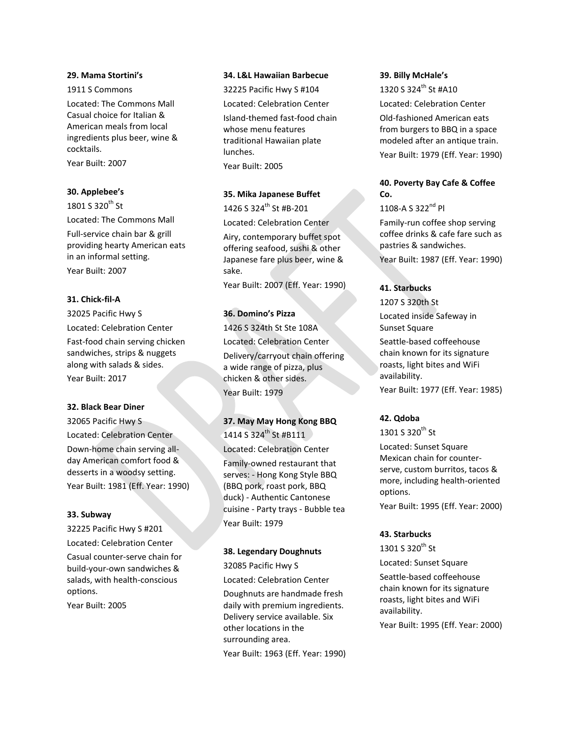**29. Mama Stortini's**

1911 S Commons

Located: The Commons Mall
Casual choice for Italian & American meals from local ingredients plus beer, wine & cocktails.

Year Built: 2007

**30. Applebee's**

1801 S 320th St

Located: The Commons Mall

Full-service chain bar & grill providing hearty American eats in an informal setting.

Year Built: 2007

**31. Chick-fil-A**

32025 Pacific Hwy S

Located: Celebration Center

Fast-food chain serving chicken sandwiches, strips & nuggets along with salads & sides.

Year Built: 2017

**32. Black Bear Diner**

32065 Pacific Hwy S

Located: Celebration Center

Down-home chain serving all-day American comfort food & desserts in a woodsy setting.

Year Built: 1981 (Eff. Year: 1990)

**33. Subway**

32225 Pacific Hwy S #201

Located: Celebration Center

Casual counter-serve chain for build-your-own sandwiches & salads, with health-conscious options.

Year Built: 2005

**34. L&L Hawaiian Barbecue**

32225 Pacific Hwy S #104

Located: Celebration Center

Island-themed fast-food chain whose menu features traditional Hawaiian plate lunches.

Year Built: 2005

**35. Mika Japanese Buffet**

1426 S 324th St #B-201

Located: Celebration Center

Airy, contemporary buffet spot offering seafood, sushi & other Japanese fare plus beer, wine & sake.

Year Built: 2007 (Eff. Year: 1990)

**36. Domino's Pizza**

1426 S 324th St Ste 108A

Located: Celebration Center

Delivery/carryout chain offering a wide range of pizza, plus chicken & other sides.

Year Built: 1979

**37. May May Hong Kong BBQ**

1414 S 324th St #B111

Located: Celebration Center

Family-owned restaurant that serves: - Hong Kong Style BBQ (BBQ pork, roast pork, BBQ duck) - Authentic Cantonese cuisine - Party trays - Bubble tea

Year Built: 1979

**38. Legendary Doughnuts**

32085 Pacific Hwy S

Located: Celebration Center

Doughnuts are handmade fresh daily with premium ingredients. Delivery service available. Six other locations in the surrounding area.

Year Built: 1963 (Eff. Year: 1990)

**39. Billy McHale's**

1320 S 324th St #A10

Located: Celebration Center

Old-fashioned American eats from burgers to BBQ in a space modeled after an antique train.

Year Built: 1979 (Eff. Year: 1990)

**40. Poverty Bay Cafe & Coffee Co.**

1108-A S 322nd Pl

Family-run coffee shop serving coffee drinks & cafe fare such as pastries & sandwiches.

Year Built: 1987 (Eff. Year: 1990)

**41. Starbucks**

1207 S 320th St

Located inside Safeway in Sunset Square

Seattle-based coffeehouse chain known for its signature roasts, light bites and WiFi availability.

Year Built: 1977 (Eff. Year: 1985)

**42. Qdoba**

1301 S 320th St

Located: Sunset Square
Mexican chain for counter-serve, custom burritos, tacos & more, including health-oriented options.

Year Built: 1995 (Eff. Year: 2000)

**43. Starbucks**

1301 S 320th St

Located: Sunset Square

Seattle-based coffeehouse chain known for its signature roasts, light bites and WiFi availability.

Year Built: 1995 (Eff. Year: 2000)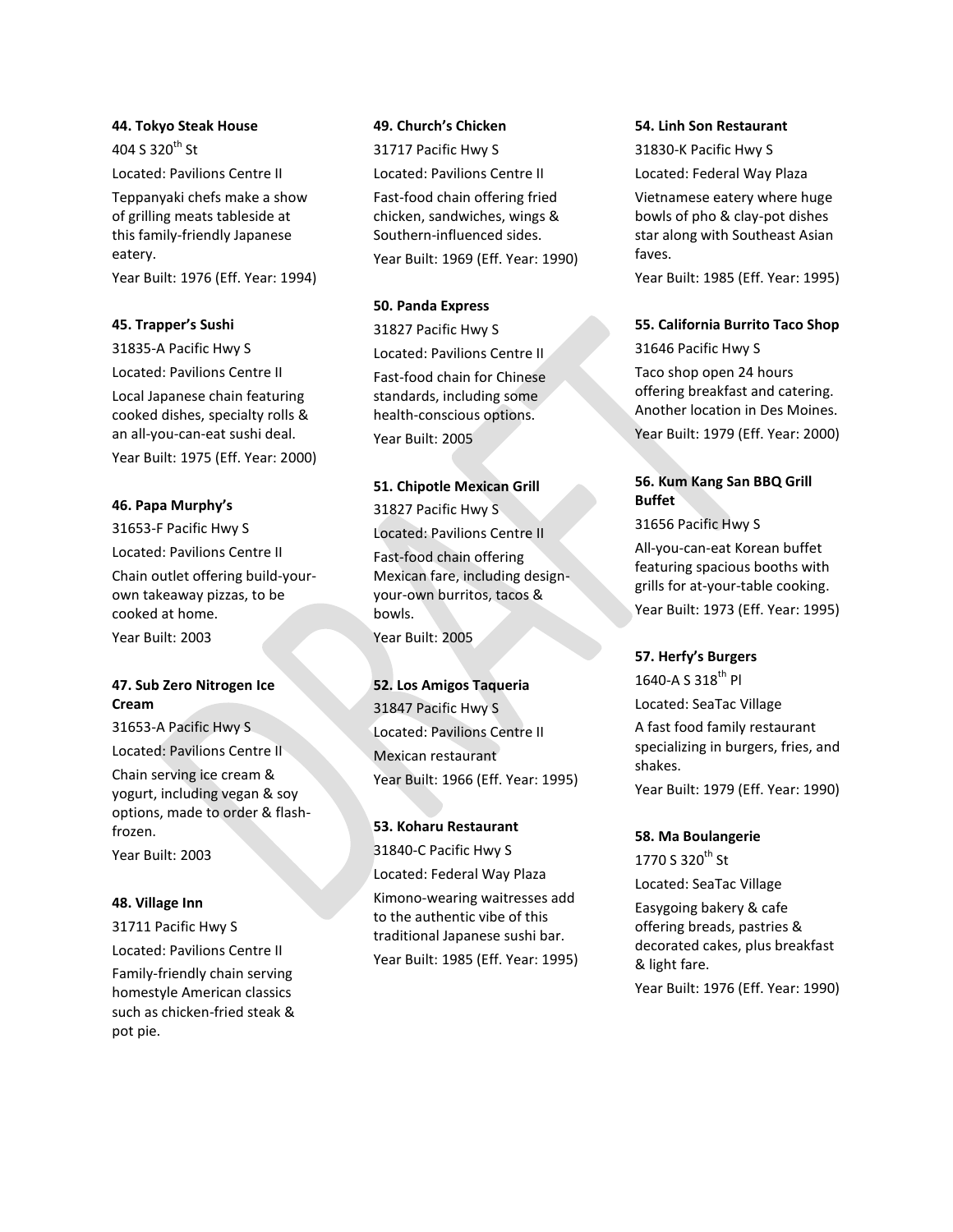**44. Tokyo Steak House**

404 S 320th St

Located: Pavilions Centre II

Teppanyaki chefs make a show of grilling meats tableside at this family-friendly Japanese eatery.

Year Built: 1976 (Eff. Year: 1994)

**45. Trapper's Sushi**

31835-A Pacific Hwy S

Located: Pavilions Centre II

Local Japanese chain featuring cooked dishes, specialty rolls & an all-you-can-eat sushi deal.

Year Built: 1975 (Eff. Year: 2000)

**46. Papa Murphy's**

31653-F Pacific Hwy S

Located: Pavilions Centre II

Chain outlet offering build-your-own takeaway pizzas, to be cooked at home.

Year Built: 2003

**47. Sub Zero Nitrogen Ice Cream**

31653-A Pacific Hwy S

Located: Pavilions Centre II

Chain serving ice cream & yogurt, including vegan & soy options, made to order & flash-frozen.

Year Built: 2003

**48. Village Inn**

31711 Pacific Hwy S

Located: Pavilions Centre II

Family-friendly chain serving homestyle American classics such as chicken-fried steak & pot pie.

**49. Church's Chicken**

31717 Pacific Hwy S

Located: Pavilions Centre II

Fast-food chain offering fried chicken, sandwiches, wings & Southern-influenced sides.

Year Built: 1969 (Eff. Year: 1990)

**50. Panda Express**

31827 Pacific Hwy S

Located: Pavilions Centre II

Fast-food chain for Chinese standards, including some health-conscious options.

Year Built: 2005

**51. Chipotle Mexican Grill**

31827 Pacific Hwy S

Located: Pavilions Centre II

Fast-food chain offering Mexican fare, including design-your-own burritos, tacos & bowls.

Year Built: 2005

**52. Los Amigos Taqueria**

31847 Pacific Hwy S

Located: Pavilions Centre II

Mexican restaurant

Year Built: 1966 (Eff. Year: 1995)

**53. Koharu Restaurant**

31840-C Pacific Hwy S

Located: Federal Way Plaza

Kimono-wearing waitresses add to the authentic vibe of this traditional Japanese sushi bar.

Year Built: 1985 (Eff. Year: 1995)

**54. Linh Son Restaurant**

31830-K Pacific Hwy S

Located: Federal Way Plaza

Vietnamese eatery where huge bowls of pho & clay-pot dishes star along with Southeast Asian faves.

Year Built: 1985 (Eff. Year: 1995)

**55. California Burrito Taco Shop**

31646 Pacific Hwy S

Taco shop open 24 hours offering breakfast and catering. Another location in Des Moines.

Year Built: 1979 (Eff. Year: 2000)

**56. Kum Kang San BBQ Grill Buffet**

31656 Pacific Hwy S

All-you-can-eat Korean buffet featuring spacious booths with grills for at-your-table cooking.

Year Built: 1973 (Eff. Year: 1995)

**57. Herfy's Burgers**

1640-A S 318th Pl

Located: SeaTac Village

A fast food family restaurant specializing in burgers, fries, and shakes.

Year Built: 1979 (Eff. Year: 1990)

**58. Ma Boulangerie**

1770 S 320th St

Located: SeaTac Village

Easygoing bakery & cafe offering breads, pastries & decorated cakes, plus breakfast & light fare.

Year Built: 1976 (Eff. Year: 1990)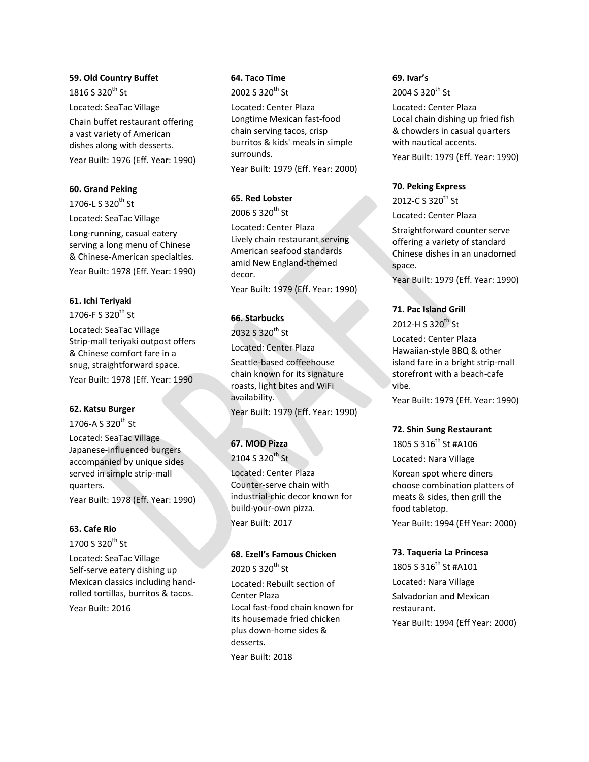**59. Old Country Buffet**

1816 S 320th St

Located: SeaTac Village

Chain buffet restaurant offering a vast variety of American dishes along with desserts.

Year Built: 1976 (Eff. Year: 1990)

**60. Grand Peking**

1706-L S 320th St

Located: SeaTac Village

Long-running, casual eatery serving a long menu of Chinese & Chinese-American specialties.

Year Built: 1978 (Eff. Year: 1990)

**61. Ichi Teriyaki**

1706-F S 320th St

Located: SeaTac Village

Strip-mall teriyaki outpost offers & Chinese comfort fare in a snug, straightforward space.

Year Built: 1978 (Eff. Year: 1990

**62. Katsu Burger**

1706-A S 320th St

Located: SeaTac Village

Japanese-influenced burgers accompanied by unique sides served in simple strip-mall quarters.

Year Built: 1978 (Eff. Year: 1990)

**63. Cafe Rio**

1700 S 320th St

Located: SeaTac Village

Self-serve eatery dishing up Mexican classics including hand-rolled tortillas, burritos & tacos.

Year Built: 2016

**64. Taco Time**

2002 S 320th St

Located: Center Plaza

Longtime Mexican fast-food chain serving tacos, crisp burritos & kids' meals in simple surrounds.

Year Built: 1979 (Eff. Year: 2000)

**65. Red Lobster**

2006 S 320th St

Located: Center Plaza

Lively chain restaurant serving American seafood standards amid New England-themed decor.

Year Built: 1979 (Eff. Year: 1990)

**66. Starbucks**

2032 S 320th St

Located: Center Plaza

Seattle-based coffeehouse chain known for its signature roasts, light bites and WiFi availability.

Year Built: 1979 (Eff. Year: 1990)

**67. MOD Pizza**

2104 S 320th St

Located: Center Plaza

Counter-serve chain with industrial-chic decor known for build-your-own pizza.

Year Built: 2017

**68. Ezell's Famous Chicken**

2020 S 320th St

Located: Rebuilt section of Center Plaza

Local fast-food chain known for its housemade fried chicken plus down-home sides & desserts.

Year Built: 2018

**69. Ivar's**

2004 S 320th St

Located: Center Plaza

Local chain dishing up fried fish & chowders in casual quarters with nautical accents.

Year Built: 1979 (Eff. Year: 1990)

**70. Peking Express**

2012-C S 320th St

Located: Center Plaza

Straightforward counter serve offering a variety of standard Chinese dishes in an unadorned space.

Year Built: 1979 (Eff. Year: 1990)

**71. Pac Island Grill**

2012-H S 320th St

Located: Center Plaza

Hawaiian-style BBQ & other island fare in a bright strip-mall storefront with a beach-cafe vibe.

Year Built: 1979 (Eff. Year: 1990)

**72. Shin Sung Restaurant**

1805 S 316th St #A106

Located: Nara Village

Korean spot where diners choose combination platters of meats & sides, then grill the food tabletop.

Year Built: 1994 (Eff Year: 2000)

**73. Taqueria La Princesa**

1805 S 316th St #A101

Located: Nara Village

Salvadorian and Mexican restaurant.

Year Built: 1994 (Eff Year: 2000)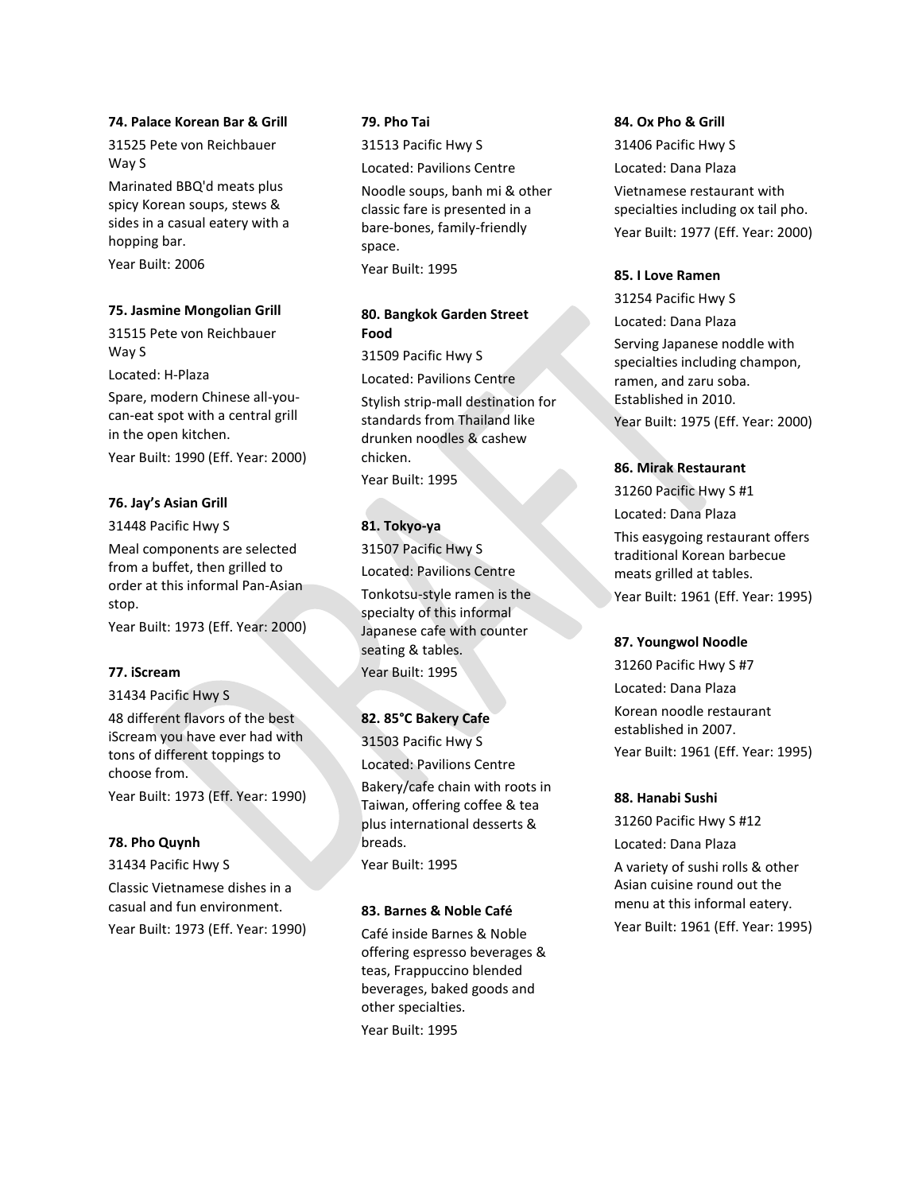**74. Palace Korean Bar & Grill**

31525 Pete von Reichbauer Way S

Marinated BBQ'd meats plus spicy Korean soups, stews & sides in a casual eatery with a hopping bar.

Year Built: 2006

**75. Jasmine Mongolian Grill**

31515 Pete von Reichbauer Way S

Located: H-Plaza

Spare, modern Chinese all-you-can-eat spot with a central grill in the open kitchen.

Year Built: 1990 (Eff. Year: 2000)

**76. Jay's Asian Grill**

31448 Pacific Hwy S

Meal components are selected from a buffet, then grilled to order at this informal Pan-Asian stop.

Year Built: 1973 (Eff. Year: 2000)

**77. iScream**

31434 Pacific Hwy S

48 different flavors of the best iScream you have ever had with tons of different toppings to choose from.

Year Built: 1973 (Eff. Year: 1990)

**78. Pho Quynh**

31434 Pacific Hwy S

Classic Vietnamese dishes in a casual and fun environment.

Year Built: 1973 (Eff. Year: 1990)

**79. Pho Tai**

31513 Pacific Hwy S

Located: Pavilions Centre

Noodle soups, banh mi & other classic fare is presented in a bare-bones, family-friendly space.

Year Built: 1995

**80. Bangkok Garden Street Food**

31509 Pacific Hwy S

Located: Pavilions Centre

Stylish strip-mall destination for standards from Thailand like drunken noodles & cashew chicken.

Year Built: 1995

**81. Tokyo-ya**

31507 Pacific Hwy S

Located: Pavilions Centre

Tonkotsu-style ramen is the specialty of this informal Japanese cafe with counter seating & tables.

Year Built: 1995

**82. 85°C Bakery Cafe**

31503 Pacific Hwy S

Located: Pavilions Centre

Bakery/cafe chain with roots in Taiwan, offering coffee & tea plus international desserts & breads.

Year Built: 1995

**83. Barnes & Noble Café**

Café inside Barnes & Noble offering espresso beverages & teas, Frappuccino blended beverages, baked goods and other specialties.

Year Built: 1995

**84. Ox Pho & Grill**

31406 Pacific Hwy S

Located: Dana Plaza

Vietnamese restaurant with specialties including ox tail pho.

Year Built: 1977 (Eff. Year: 2000)

**85. I Love Ramen**

31254 Pacific Hwy S

Located: Dana Plaza

Serving Japanese noddle with specialties including champon, ramen, and zaru soba. Established in 2010.

Year Built: 1975 (Eff. Year: 2000)

**86. Mirak Restaurant**

31260 Pacific Hwy S #1

Located: Dana Plaza

This easygoing restaurant offers traditional Korean barbecue meats grilled at tables.

Year Built: 1961 (Eff. Year: 1995)

**87. Youngwol Noodle**

31260 Pacific Hwy S #7

Located: Dana Plaza

Korean noodle restaurant established in 2007.

Year Built: 1961 (Eff. Year: 1995)

**88. Hanabi Sushi**

31260 Pacific Hwy S #12

Located: Dana Plaza

A variety of sushi rolls & other Asian cuisine round out the menu at this informal eatery.

Year Built: 1961 (Eff. Year: 1995)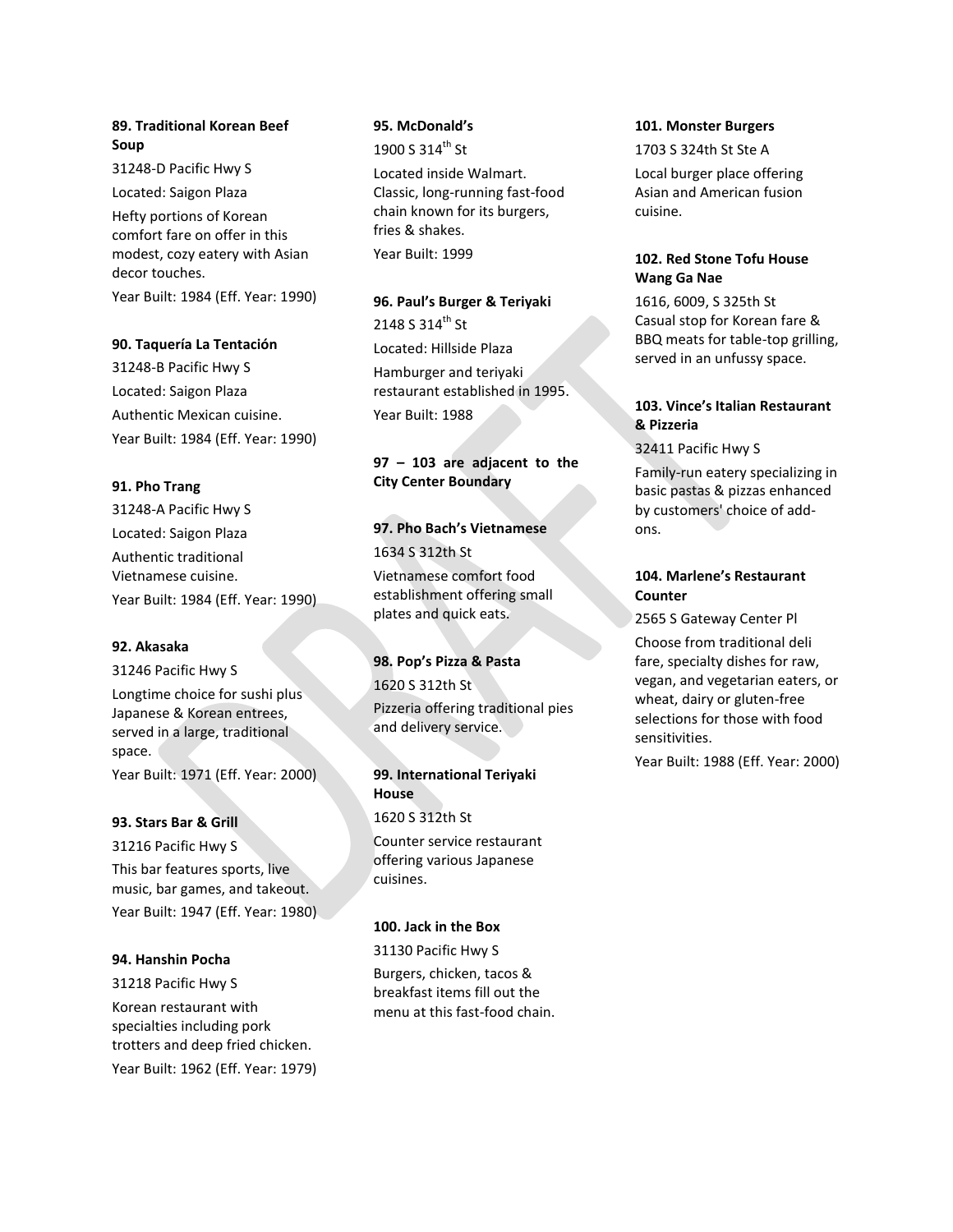**89. Traditional Korean Beef Soup**

31248-D Pacific Hwy S

Located: Saigon Plaza

Hefty portions of Korean comfort fare on offer in this modest, cozy eatery with Asian decor touches.

Year Built: 1984 (Eff. Year: 1990)

**90. Taquería La Tentación**

31248-B Pacific Hwy S

Located: Saigon Plaza

Authentic Mexican cuisine.

Year Built: 1984 (Eff. Year: 1990)

**91. Pho Trang**

31248-A Pacific Hwy S

Located: Saigon Plaza

Authentic traditional Vietnamese cuisine.

Year Built: 1984 (Eff. Year: 1990)

**92. Akasaka**

31246 Pacific Hwy S

Longtime choice for sushi plus Japanese & Korean entrees, served in a large, traditional space.

Year Built: 1971 (Eff. Year: 2000)

**93. Stars Bar & Grill**

31216 Pacific Hwy S

This bar features sports, live music, bar games, and takeout.

Year Built: 1947 (Eff. Year: 1980)

**94. Hanshin Pocha**

31218 Pacific Hwy S

Korean restaurant with specialties including pork trotters and deep fried chicken.

Year Built: 1962 (Eff. Year: 1979)

**95. McDonald's**

1900 S 314th St

Located inside Walmart. Classic, long-running fast-food chain known for its burgers, fries & shakes.

Year Built: 1999

**96. Paul's Burger & Teriyaki**

2148 S 314th St

Located: Hillside Plaza

Hamburger and teriyaki restaurant established in 1995.

Year Built: 1988

**97 – 103 are adjacent to the City Center Boundary**

**97. Pho Bach's Vietnamese**

1634 S 312th St

Vietnamese comfort food establishment offering small plates and quick eats.

**98. Pop's Pizza & Pasta**

1620 S 312th St

Pizzeria offering traditional pies and delivery service.

**99. International Teriyaki House**

1620 S 312th St

Counter service restaurant offering various Japanese cuisines.

**100. Jack in the Box**

31130 Pacific Hwy S

Burgers, chicken, tacos & breakfast items fill out the menu at this fast-food chain.

**101. Monster Burgers**

1703 S 324th St Ste A

Local burger place offering Asian and American fusion cuisine.

**102. Red Stone Tofu House Wang Ga Nae**

1616, 6009, S 325th St

Casual stop for Korean fare & BBQ meats for table-top grilling, served in an unfussy space.

**103. Vince's Italian Restaurant & Pizzeria**

32411 Pacific Hwy S

Family-run eatery specializing in basic pastas & pizzas enhanced by customers' choice of add-ons.

**104. Marlene's Restaurant Counter**

2565 S Gateway Center Pl

Choose from traditional deli fare, specialty dishes for raw, vegan, and vegetarian eaters, or wheat, dairy or gluten-free selections for those with food sensitivities.

Year Built: 1988 (Eff. Year: 2000)